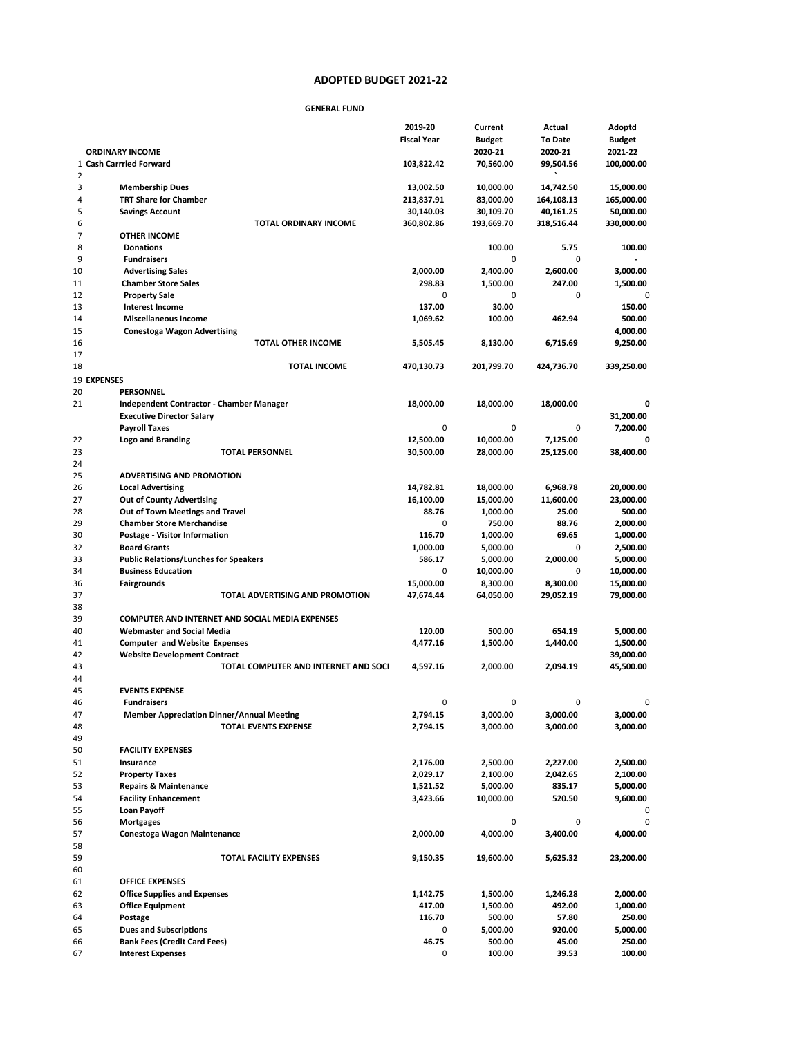# ADOPTED BUDGET 2021-22

## GENERAL FUND

| # | | 2019-20 Fiscal Year | Current Budget 2020-21 | Actual To Date 2020-21 | Adoptd Budget 2021-22 |
|---|---|---|---|---|---|
| | **ORDINARY INCOME** | | | | |
| 1 | **Cash Carrried Forward** | 103,822.42 | 70,560.00 | 99,504.56 | 100,000.00 |
| 2 | | | | ` | |
| 3 | **Membership Dues** | 13,002.50 | 10,000.00 | 14,742.50 | 15,000.00 |
| 4 | **TRT Share for Chamber** | 213,837.91 | 83,000.00 | 164,108.13 | 165,000.00 |
| 5 | **Savings Account** | 30,140.03 | 30,109.70 | 40,161.25 | 50,000.00 |
| 6 | **TOTAL ORDINARY INCOME** | 360,802.86 | 193,669.70 | 318,516.44 | 330,000.00 |
| 7 | **OTHER INCOME** | | | | |
| 8 | **Donations** | | 100.00 | 5.75 | 100.00 |
| 9 | **Fundraisers** | | 0 | 0 | - |
| 10 | **Advertising Sales** | 2,000.00 | 2,400.00 | 2,600.00 | 3,000.00 |
| 11 | **Chamber Store Sales** | 298.83 | 1,500.00 | 247.00 | 1,500.00 |
| 12 | **Property Sale** | 0 | 0 | 0 | 0 |
| 13 | **Interest Income** | 137.00 | 30.00 | | 150.00 |
| 14 | **Miscellaneous Income** | 1,069.62 | 100.00 | 462.94 | 500.00 |
| 15 | **Conestoga Wagon Advertising** | | | | 4,000.00 |
| 16 | **TOTAL OTHER INCOME** | 5,505.45 | 8,130.00 | 6,715.69 | 9,250.00 |
| 17 | | | | | |
| 18 | **TOTAL INCOME** | 470,130.73 | 201,799.70 | 424,736.70 | 339,250.00 |
| 19 | **EXPENSES** | | | | |
| 20 | **PERSONNEL** | | | | |
| 21 | **Independent Contractor - Chamber Manager** | 18,000.00 | 18,000.00 | 18,000.00 | 0 |
| | **Executive Director Salary** | | | | 31,200.00 |
| | **Payroll Taxes** | 0 | 0 | 0 | 7,200.00 |
| 22 | **Logo and Branding** | 12,500.00 | 10,000.00 | 7,125.00 | 0 |
| 23 | **TOTAL PERSONNEL** | 30,500.00 | 28,000.00 | 25,125.00 | 38,400.00 |
| 24 | | | | | |
| 25 | **ADVERTISING AND PROMOTION** | | | | |
| 26 | **Local Advertising** | 14,782.81 | 18,000.00 | 6,968.78 | 20,000.00 |
| 27 | **Out of County Advertising** | 16,100.00 | 15,000.00 | 11,600.00 | 23,000.00 |
| 28 | **Out of Town Meetings and Travel** | 88.76 | 1,000.00 | 25.00 | 500.00 |
| 29 | **Chamber Store Merchandise** | 0 | 750.00 | 88.76 | 2,000.00 |
| 30 | **Postage - Visitor Information** | 116.70 | 1,000.00 | 69.65 | 1,000.00 |
| 32 | **Board Grants** | 1,000.00 | 5,000.00 | 0 | 2,500.00 |
| 33 | **Public Relations/Lunches for Speakers** | 586.17 | 5,000.00 | 2,000.00 | 5,000.00 |
| 34 | **Business Education** | 0 | 10,000.00 | 0 | 10,000.00 |
| 36 | **Fairgrounds** | 15,000.00 | 8,300.00 | 8,300.00 | 15,000.00 |
| 37 | **TOTAL ADVERTISING AND PROMOTION** | 47,674.44 | 64,050.00 | 29,052.19 | 79,000.00 |
| 38 | | | | | |
| 39 | **COMPUTER AND INTERNET AND SOCIAL MEDIA EXPENSES** | | | | |
| 40 | **Webmaster and Social Media** | 120.00 | 500.00 | 654.19 | 5,000.00 |
| 41 | **Computer and Website Expenses** | 4,477.16 | 1,500.00 | 1,440.00 | 1,500.00 |
| 42 | **Website Development Contract** | | | | 39,000.00 |
| 43 | **TOTAL COMPUTER AND INTERNET AND SOCI** | 4,597.16 | 2,000.00 | 2,094.19 | 45,500.00 |
| 44 | | | | | |
| 45 | **EVENTS EXPENSE** | | | | |
| 46 | **Fundraisers** | 0 | 0 | 0 | 0 |
| 47 | **Member Appreciation Dinner/Annual Meeting** | 2,794.15 | 3,000.00 | 3,000.00 | 3,000.00 |
| 48 | **TOTAL EVENTS EXPENSE** | 2,794.15 | 3,000.00 | 3,000.00 | 3,000.00 |
| 49 | | | | | |
| 50 | **FACILITY EXPENSES** | | | | |
| 51 | **Insurance** | 2,176.00 | 2,500.00 | 2,227.00 | 2,500.00 |
| 52 | **Property Taxes** | 2,029.17 | 2,100.00 | 2,042.65 | 2,100.00 |
| 53 | **Repairs & Maintenance** | 1,521.52 | 5,000.00 | 835.17 | 5,000.00 |
| 54 | **Facility Enhancement** | 3,423.66 | 10,000.00 | 520.50 | 9,600.00 |
| 55 | **Loan Payoff** | | | | 0 |
| 56 | **Mortgages** | | 0 | 0 | 0 |
| 57 | **Conestoga Wagon Maintenance** | 2,000.00 | 4,000.00 | 3,400.00 | 4,000.00 |
| 58 | | | | | |
| 59 | **TOTAL FACILITY EXPENSES** | 9,150.35 | 19,600.00 | 5,625.32 | 23,200.00 |
| 60 | | | | | |
| 61 | **OFFICE EXPENSES** | | | | |
| 62 | **Office Supplies and Expenses** | 1,142.75 | 1,500.00 | 1,246.28 | 2,000.00 |
| 63 | **Office Equipment** | 417.00 | 1,500.00 | 492.00 | 1,000.00 |
| 64 | **Postage** | 116.70 | 500.00 | 57.80 | 250.00 |
| 65 | **Dues and Subscriptions** | 0 | 5,000.00 | 920.00 | 5,000.00 |
| 66 | **Bank Fees (Credit Card Fees)** | 46.75 | 500.00 | 45.00 | 250.00 |
| 67 | **Interest Expenses** | 0 | 100.00 | 39.53 | 100.00 |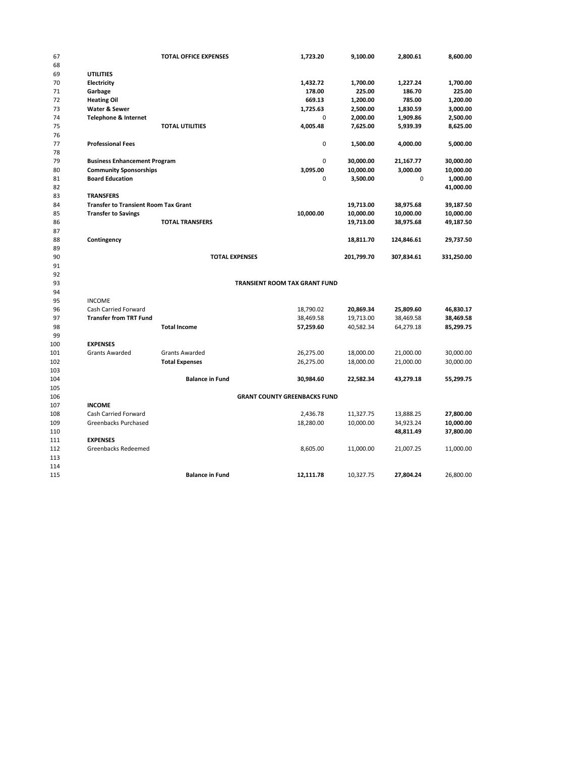| Row | | | | | | | |
|---|---|---|---|---|---|---|---|
| 67 | | **TOTAL OFFICE EXPENSES** | | **1,723.20** | **9,100.00** | **2,800.61** | **8,600.00** |
| 68 | | | | | | | |
| 69 | **UTILITIES** | | | | | | |
| 70 | **Electricity** | | | **1,432.72** | **1,700.00** | **1,227.24** | **1,700.00** |
| 71 | **Garbage** | | | **178.00** | **225.00** | **186.70** | **225.00** |
| 72 | **Heating Oil** | | | **669.13** | **1,200.00** | **785.00** | **1,200.00** |
| 73 | **Water & Sewer** | | | **1,725.63** | **2,500.00** | **1,830.59** | **3,000.00** |
| 74 | **Telephone & Internet** | | | 0 | **2,000.00** | **1,909.86** | **2,500.00** |
| 75 | | **TOTAL UTILITIES** | | **4,005.48** | **7,625.00** | **5,939.39** | **8,625.00** |
| 76 | | | | | | | |
| 77 | **Professional Fees** | | | 0 | **1,500.00** | **4,000.00** | **5,000.00** |
| 78 | | | | | | | |
| 79 | **Business Enhancement Program** | | | 0 | **30,000.00** | **21,167.77** | **30,000.00** |
| 80 | **Community Sponsorships** | | | **3,095.00** | **10,000.00** | **3,000.00** | **10,000.00** |
| 81 | **Board Education** | | | 0 | **3,500.00** | 0 | **1,000.00** |
| 82 | | | | | | | **41,000.00** |
| 83 | **TRANSFERS** | | | | | | |
| 84 | **Transfer to Transient Room Tax Grant** | | | | **19,713.00** | **38,975.68** | **39,187.50** |
| 85 | **Transfer to Savings** | | | **10,000.00** | **10,000.00** | **10,000.00** | **10,000.00** |
| 86 | | **TOTAL TRANSFERS** | | | **19,713.00** | **38,975.68** | **49,187.50** |
| 87 | | | | | | | |
| 88 | **Contingency** | | | | **18,811.70** | **124,846.61** | **29,737.50** |
| 89 | | | | | | | |
| 90 | | **TOTAL EXPENSES** | | | **201,799.70** | **307,834.61** | **331,250.00** |
| 91 | | | | | | | |
| 92 | | | | | | | |
| 93 | | | **TRANSIENT ROOM TAX GRANT FUND** | | | | |
| 94 | | | | | | | |
| 95 | INCOME | | | | | | |
| 96 | Cash Carried Forward | | | 18,790.02 | **20,869.34** | **25,809.60** | **46,830.17** |
| 97 | **Transfer from TRT Fund** | | | 38,469.58 | 19,713.00 | 38,469.58 | **38,469.58** |
| 98 | | **Total Income** | | **57,259.60** | 40,582.34 | 64,279.18 | **85,299.75** |
| 99 | | | | | | | |
| 100 | **EXPENSES** | | | | | | |
| 101 | Grants Awarded | Grants Awarded | | 26,275.00 | 18,000.00 | 21,000.00 | 30,000.00 |
| 102 | | **Total Expenses** | | 26,275.00 | 18,000.00 | 21,000.00 | 30,000.00 |
| 103 | | | | | | | |
| 104 | | **Balance in Fund** | | **30,984.60** | **22,582.34** | **43,279.18** | **55,299.75** |
| 105 | | | | | | | |
| 106 | | | **GRANT COUNTY GREENBACKS FUND** | | | | |
| 107 | **INCOME** | | | | | | |
| 108 | Cash Carried Forward | | | 2,436.78 | 11,327.75 | 13,888.25 | **27,800.00** |
| 109 | Greenbacks Purchased | | | 18,280.00 | 10,000.00 | 34,923.24 | **10,000.00** |
| 110 | | | | | | **48,811.49** | **37,800.00** |
| 111 | **EXPENSES** | | | | | | |
| 112 | Greenbacks Redeemed | | | 8,605.00 | 11,000.00 | 21,007.25 | 11,000.00 |
| 113 | | | | | | | |
| 114 | | | | | | | |
| 115 | | **Balance in Fund** | | **12,111.78** | 10,327.75 | **27,804.24** | 26,800.00 |